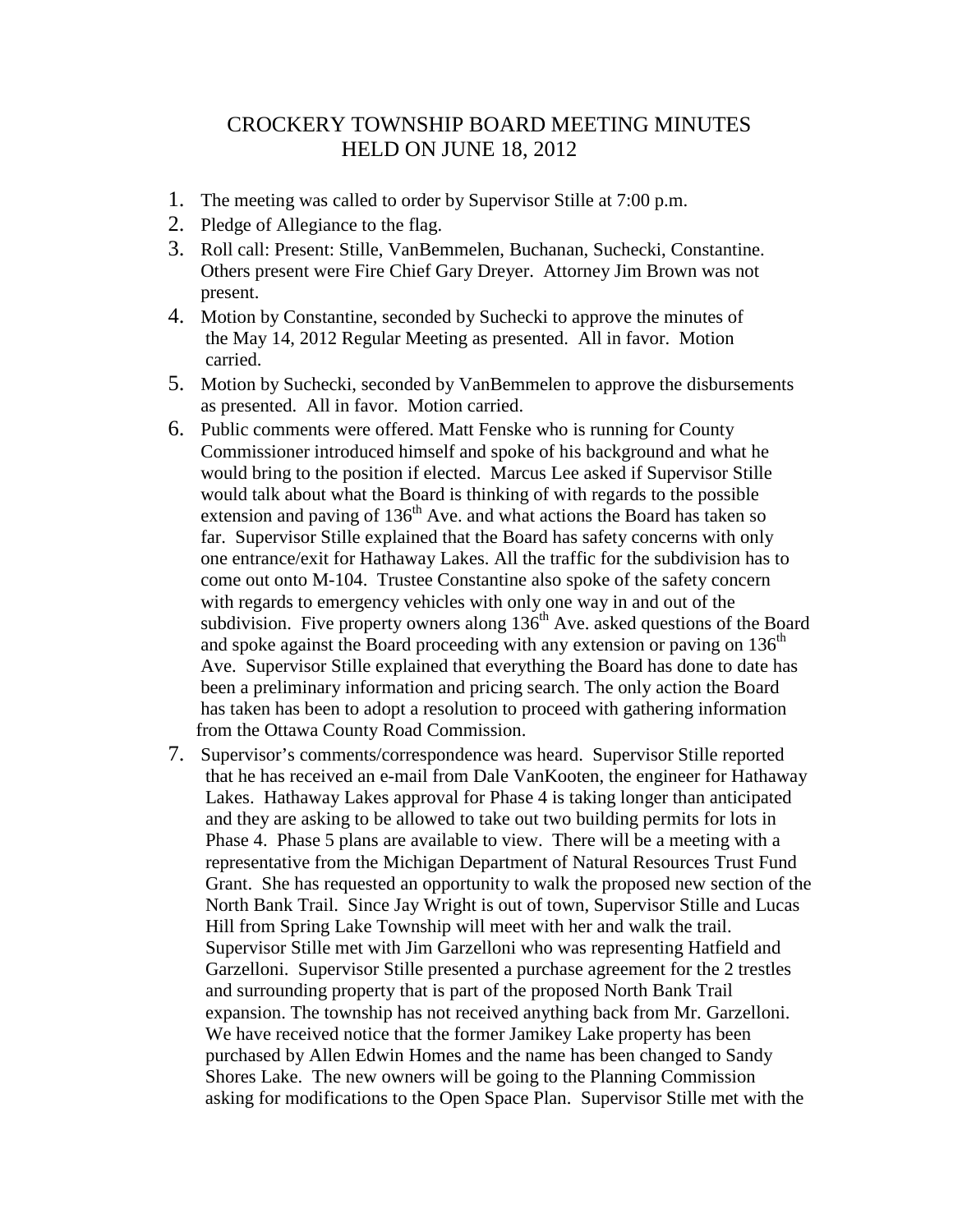# CROCKERY TOWNSHIP BOARD MEETING MINUTES HELD ON JUNE 18, 2012

1. The meeting was called to order by Supervisor Stille at 7:00 p.m.
2. Pledge of Allegiance to the flag.
3. Roll call: Present: Stille, VanBemmelen, Buchanan, Suchecki, Constantine. Others present were Fire Chief Gary Dreyer. Attorney Jim Brown was not present.
4. Motion by Constantine, seconded by Suchecki to approve the minutes of the May 14, 2012 Regular Meeting as presented. All in favor. Motion carried.
5. Motion by Suchecki, seconded by VanBemmelen to approve the disbursements as presented. All in favor. Motion carried.
6. Public comments were offered. Matt Fenske who is running for County Commissioner introduced himself and spoke of his background and what he would bring to the position if elected. Marcus Lee asked if Supervisor Stille would talk about what the Board is thinking of with regards to the possible extension and paving of 136th Ave. and what actions the Board has taken so far. Supervisor Stille explained that the Board has safety concerns with only one entrance/exit for Hathaway Lakes. All the traffic for the subdivision has to come out onto M-104. Trustee Constantine also spoke of the safety concern with regards to emergency vehicles with only one way in and out of the subdivision. Five property owners along 136th Ave. asked questions of the Board and spoke against the Board proceeding with any extension or paving on 136th Ave. Supervisor Stille explained that everything the Board has done to date has been a preliminary information and pricing search. The only action the Board has taken has been to adopt a resolution to proceed with gathering information from the Ottawa County Road Commission.
7. Supervisor's comments/correspondence was heard. Supervisor Stille reported that he has received an e-mail from Dale VanKooten, the engineer for Hathaway Lakes. Hathaway Lakes approval for Phase 4 is taking longer than anticipated and they are asking to be allowed to take out two building permits for lots in Phase 4. Phase 5 plans are available to view. There will be a meeting with a representative from the Michigan Department of Natural Resources Trust Fund Grant. She has requested an opportunity to walk the proposed new section of the North Bank Trail. Since Jay Wright is out of town, Supervisor Stille and Lucas Hill from Spring Lake Township will meet with her and walk the trail. Supervisor Stille met with Jim Garzelloni who was representing Hatfield and Garzelloni. Supervisor Stille presented a purchase agreement for the 2 trestles and surrounding property that is part of the proposed North Bank Trail expansion. The township has not received anything back from Mr. Garzelloni. We have received notice that the former Jamikey Lake property has been purchased by Allen Edwin Homes and the name has been changed to Sandy Shores Lake. The new owners will be going to the Planning Commission asking for modifications to the Open Space Plan. Supervisor Stille met with the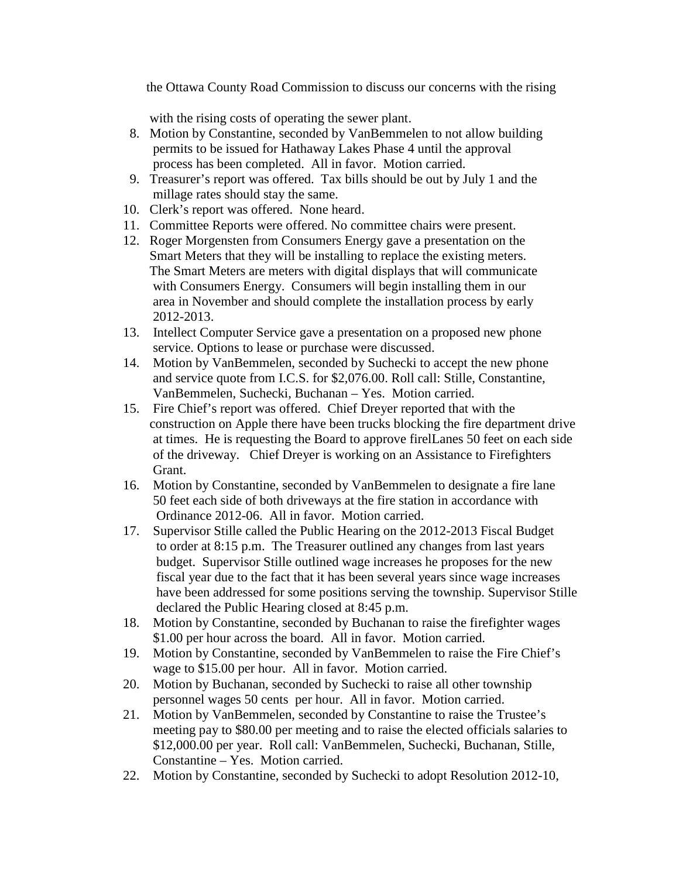the Ottawa County Road Commission to discuss our concerns with the rising

with the rising costs of operating the sewer plant.

8. Motion by Constantine, seconded by VanBemmelen to not allow building permits to be issued for Hathaway Lakes Phase 4 until the approval process has been completed. All in favor. Motion carried.
9. Treasurer's report was offered. Tax bills should be out by July 1 and the millage rates should stay the same.
10. Clerk's report was offered. None heard.
11. Committee Reports were offered. No committee chairs were present.
12. Roger Morgensten from Consumers Energy gave a presentation on the Smart Meters that they will be installing to replace the existing meters. The Smart Meters are meters with digital displays that will communicate with Consumers Energy. Consumers will begin installing them in our area in November and should complete the installation process by early 2012-2013.
13. Intellect Computer Service gave a presentation on a proposed new phone service. Options to lease or purchase were discussed.
14. Motion by VanBemmelen, seconded by Suchecki to accept the new phone and service quote from I.C.S. for $2,076.00. Roll call: Stille, Constantine, VanBemmelen, Suchecki, Buchanan – Yes. Motion carried.
15. Fire Chief's report was offered. Chief Dreyer reported that with the construction on Apple there have been trucks blocking the fire department drive at times. He is requesting the Board to approve firelLanes 50 feet on each side of the driveway. Chief Dreyer is working on an Assistance to Firefighters Grant.
16. Motion by Constantine, seconded by VanBemmelen to designate a fire lane 50 feet each side of both driveways at the fire station in accordance with Ordinance 2012-06. All in favor. Motion carried.
17. Supervisor Stille called the Public Hearing on the 2012-2013 Fiscal Budget to order at 8:15 p.m. The Treasurer outlined any changes from last years budget. Supervisor Stille outlined wage increases he proposes for the new fiscal year due to the fact that it has been several years since wage increases have been addressed for some positions serving the township. Supervisor Stille declared the Public Hearing closed at 8:45 p.m.
18. Motion by Constantine, seconded by Buchanan to raise the firefighter wages $1.00 per hour across the board. All in favor. Motion carried.
19. Motion by Constantine, seconded by VanBemmelen to raise the Fire Chief's wage to $15.00 per hour. All in favor. Motion carried.
20. Motion by Buchanan, seconded by Suchecki to raise all other township personnel wages 50 cents per hour. All in favor. Motion carried.
21. Motion by VanBemmelen, seconded by Constantine to raise the Trustee's meeting pay to $80.00 per meeting and to raise the elected officials salaries to $12,000.00 per year. Roll call: VanBemmelen, Suchecki, Buchanan, Stille, Constantine – Yes. Motion carried.
22. Motion by Constantine, seconded by Suchecki to adopt Resolution 2012-10,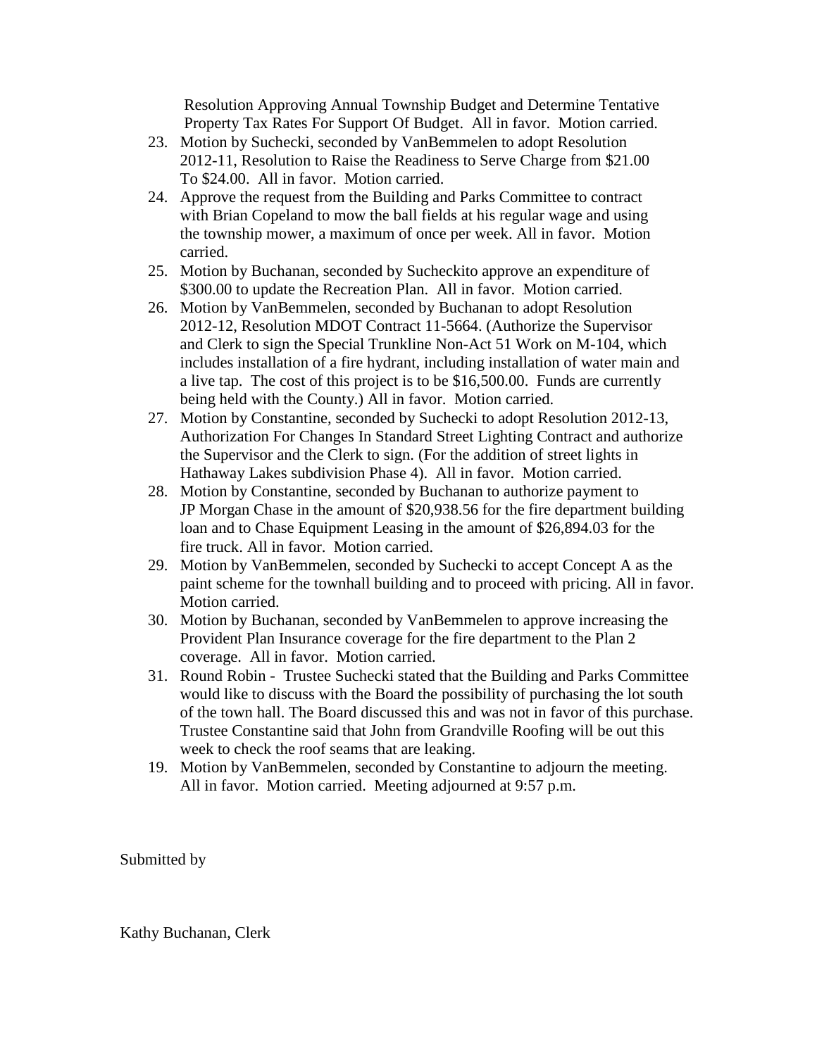Resolution Approving Annual Township Budget and Determine Tentative Property Tax Rates For Support Of Budget. All in favor. Motion carried.

23. Motion by Suchecki, seconded by VanBemmelen to adopt Resolution 2012-11, Resolution to Raise the Readiness to Serve Charge from $21.00 To $24.00. All in favor. Motion carried.
24. Approve the request from the Building and Parks Committee to contract with Brian Copeland to mow the ball fields at his regular wage and using the township mower, a maximum of once per week. All in favor. Motion carried.
25. Motion by Buchanan, seconded by Sucheckito approve an expenditure of $300.00 to update the Recreation Plan. All in favor. Motion carried.
26. Motion by VanBemmelen, seconded by Buchanan to adopt Resolution 2012-12, Resolution MDOT Contract 11-5664. (Authorize the Supervisor and Clerk to sign the Special Trunkline Non-Act 51 Work on M-104, which includes installation of a fire hydrant, including installation of water main and a live tap. The cost of this project is to be $16,500.00. Funds are currently being held with the County.) All in favor. Motion carried.
27. Motion by Constantine, seconded by Suchecki to adopt Resolution 2012-13, Authorization For Changes In Standard Street Lighting Contract and authorize the Supervisor and the Clerk to sign. (For the addition of street lights in Hathaway Lakes subdivision Phase 4). All in favor. Motion carried.
28. Motion by Constantine, seconded by Buchanan to authorize payment to JP Morgan Chase in the amount of $20,938.56 for the fire department building loan and to Chase Equipment Leasing in the amount of $26,894.03 for the fire truck. All in favor. Motion carried.
29. Motion by VanBemmelen, seconded by Suchecki to accept Concept A as the paint scheme for the townhall building and to proceed with pricing. All in favor. Motion carried.
30. Motion by Buchanan, seconded by VanBemmelen to approve increasing the Provident Plan Insurance coverage for the fire department to the Plan 2 coverage. All in favor. Motion carried.
31. Round Robin - Trustee Suchecki stated that the Building and Parks Committee would like to discuss with the Board the possibility of purchasing the lot south of the town hall. The Board discussed this and was not in favor of this purchase. Trustee Constantine said that John from Grandville Roofing will be out this week to check the roof seams that are leaking.
19. Motion by VanBemmelen, seconded by Constantine to adjourn the meeting. All in favor. Motion carried. Meeting adjourned at 9:57 p.m.

Submitted by

Kathy Buchanan, Clerk